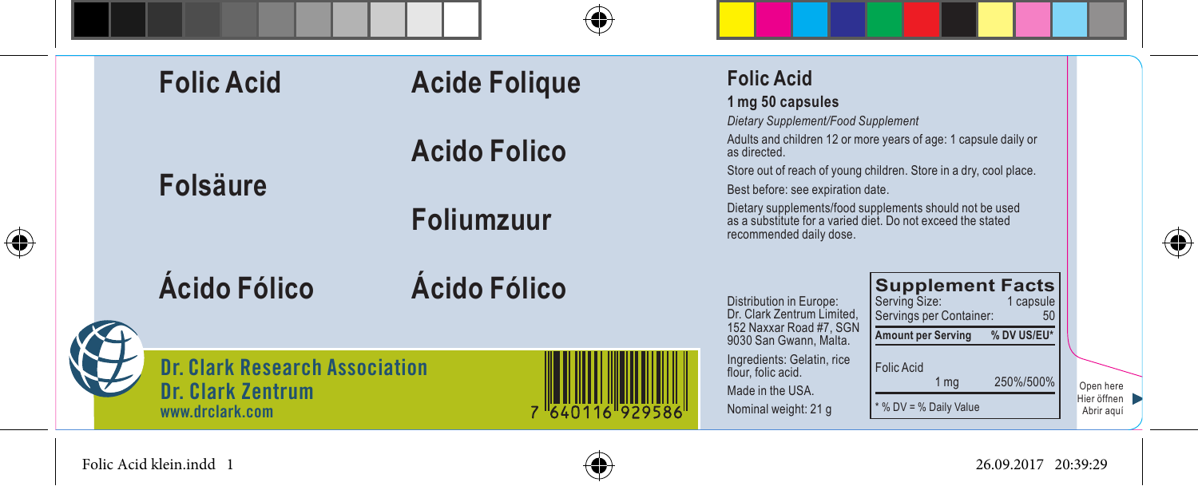# Folic Acid

# Acide Folique

# Acido Folico

# Folsäure

# Foliumzuur

# Ácido Fólico

# Ácido Fólico

**Dr. Clark Research Association**
**Dr. Clark Zentrum**
**www.drclark.com**

7 640116 929586

## Folic Acid

**1 mg 50 capsules**

*Dietary Supplement/Food Supplement*

Adults and children 12 or more years of age: 1 capsule daily or as directed.

Store out of reach of young children. Store in a dry, cool place.

Best before: see expiration date.

Dietary supplements/food supplements should not be used as a substitute for a varied diet. Do not exceed the stated recommended daily dose.

Distribution in Europe:
Dr. Clark Zentrum Limited,
152 Naxxar Road #7, SGN
9030 San Gwann, Malta.

Ingredients: Gelatin, rice flour, folic acid.

Made in the USA.

Nominal weight: 21 g

**Supplement Facts**

| | | |
|---|---|---|
| Serving Size: | | 1 capsule |
| Servings per Container: | | 50 |
| **Amount per Serving** | | **% DV US/EU*** |
| Folic Acid | 1 mg | 250%/500% |

\* % DV = % Daily Value

Open here
Hier öffnen
Abrir aquí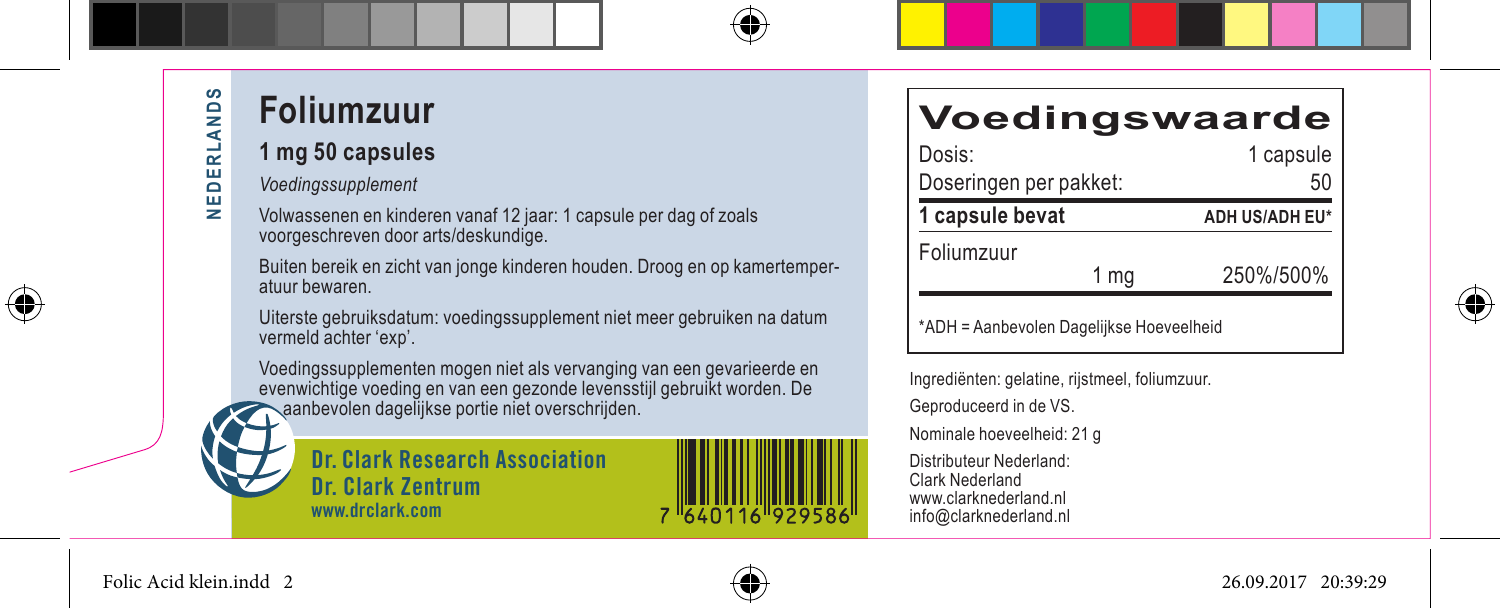NEDERLANDS

# Foliumzuur

## 1 mg 50 capsules

*Voedingssupplement*

Volwassenen en kinderen vanaf 12 jaar: 1 capsule per dag of zoals voorgeschreven door arts/deskundige.

Buiten bereik en zicht van jonge kinderen houden. Droog en op kamertemperatuur bewaren.

Uiterste gebruiksdatum: voedingssupplement niet meer gebruiken na datum vermeld achter 'exp'.

Voedingssupplementen mogen niet als vervanging van een gevarieerde en evenwichtige voeding en van een gezonde levensstijl gebruikt worden. De aanbevolen dagelijkse portie niet overschrijden.

**Dr. Clark Research Association**
**Dr. Clark Zentrum**
**www.drclark.com**

7 640116 929586

## Voedingswaarde

| Dosis: | | 1 capsule |
|---|---|---|
| Doseringen per pakket: | | 50 |
| **1 capsule bevat** | | **ADH US/ADH EU*** |
| Foliumzuur | 1 mg | 250%/500% |

*ADH = Aanbevolen Dagelijkse Hoeveelheid

Ingrediënten: gelatine, rijstmeel, foliumzuur.

Geproduceerd in de VS.

Nominale hoeveelheid: 21 g

Distributeur Nederland:
Clark Nederland
www.clarknederland.nl
info@clarknederland.nl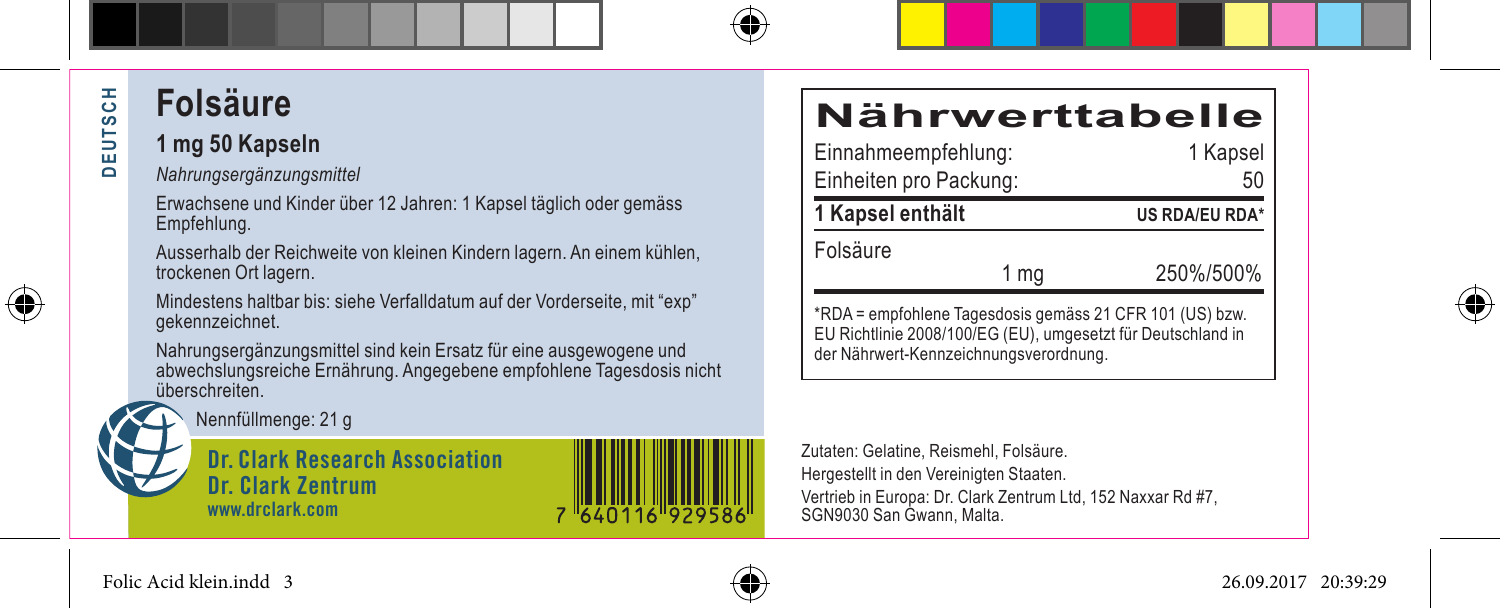DEUTSCH

# Folsäure

## 1 mg 50 Kapseln

*Nahrungsergänzungsmittel*

Erwachsene und Kinder über 12 Jahren: 1 Kapsel täglich oder gemäss Empfehlung.

Ausserhalb der Reichweite von kleinen Kindern lagern. An einem kühlen, trockenen Ort lagern.

Mindestens haltbar bis: siehe Verfalldatum auf der Vorderseite, mit "exp" gekennzeichnet.

Nahrungsergänzungsmittel sind kein Ersatz für eine ausgewogene und abwechslungsreiche Ernährung. Angegebene empfohlene Tagesdosis nicht überschreiten.

Nennfüllmenge: 21 g

**Dr. Clark Research Association**
**Dr. Clark Zentrum**
**www.drclark.com**

7 640116 929586

## Nährwerttabelle

| | | |
|---|---|---|
| Einnahmeempfehlung: | | 1 Kapsel |
| Einheiten pro Packung: | | 50 |
| **1 Kapsel enthält** | | **US RDA/EU RDA*** |
| Folsäure | 1 mg | 250%/500% |

*RDA = empfohlene Tagesdosis gemäss 21 CFR 101 (US) bzw. EU Richtlinie 2008/100/EG (EU), umgesetzt für Deutschland in der Nährwert-Kennzeichnungsverordnung.

Zutaten: Gelatine, Reismehl, Folsäure.

Hergestellt in den Vereinigten Staaten.

Vertrieb in Europa: Dr. Clark Zentrum Ltd, 152 Naxxar Rd #7, SGN9030 San Gwann, Malta.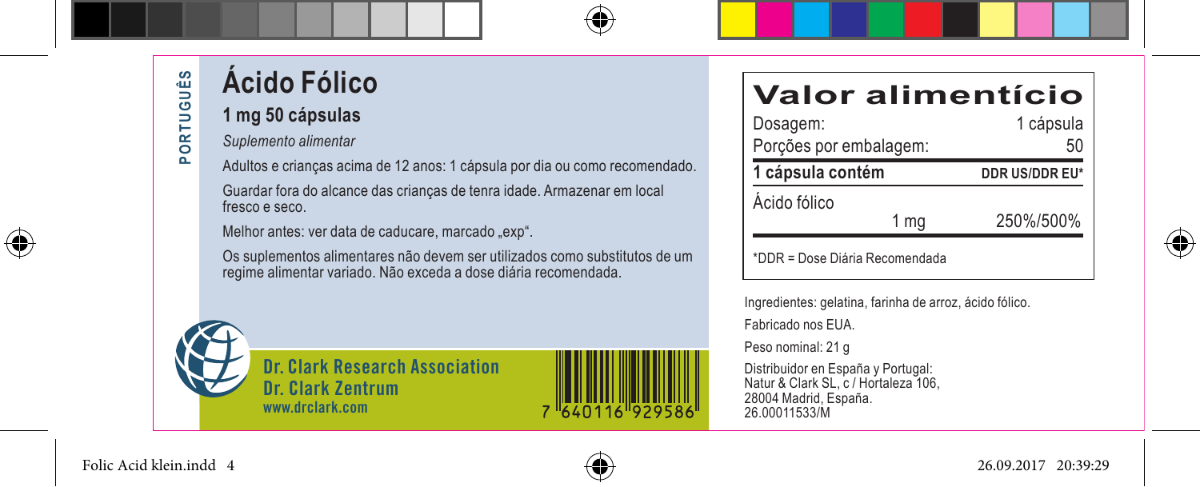PORTUGUÊS

# Ácido Fólico

## 1 mg 50 cápsulas

*Suplemento alimentar*

Adultos e crianças acima de 12 anos: 1 cápsula por dia ou como recomendado.

Guardar fora do alcance das crianças de tenra idade. Armazenar em local fresco e seco.

Melhor antes: ver data de caducare, marcado „exp".

Os suplementos alimentares não devem ser utilizados como substitutos de um regime alimentar variado. Não exceda a dose diária recomendada.

**Dr. Clark Research Association**
**Dr. Clark Zentrum**
**www.drclark.com**

7 640116 929586

## Valor alimentício

| | | |
|---|---|---|
| Dosagem: | | 1 cápsula |
| Porções por embalagem: | | 50 |
| **1 cápsula contém** | | **DDR US/DDR EU*** |
| Ácido fólico | 1 mg | 250%/500% |

*DDR = Dose Diária Recomendada

Ingredientes: gelatina, farinha de arroz, ácido fólico.

Fabricado nos EUA.

Peso nominal: 21 g

Distribuidor en España y Portugal:
Natur & Clark SL, c / Hortaleza 106,
28004 Madrid, España.
26.00011533/M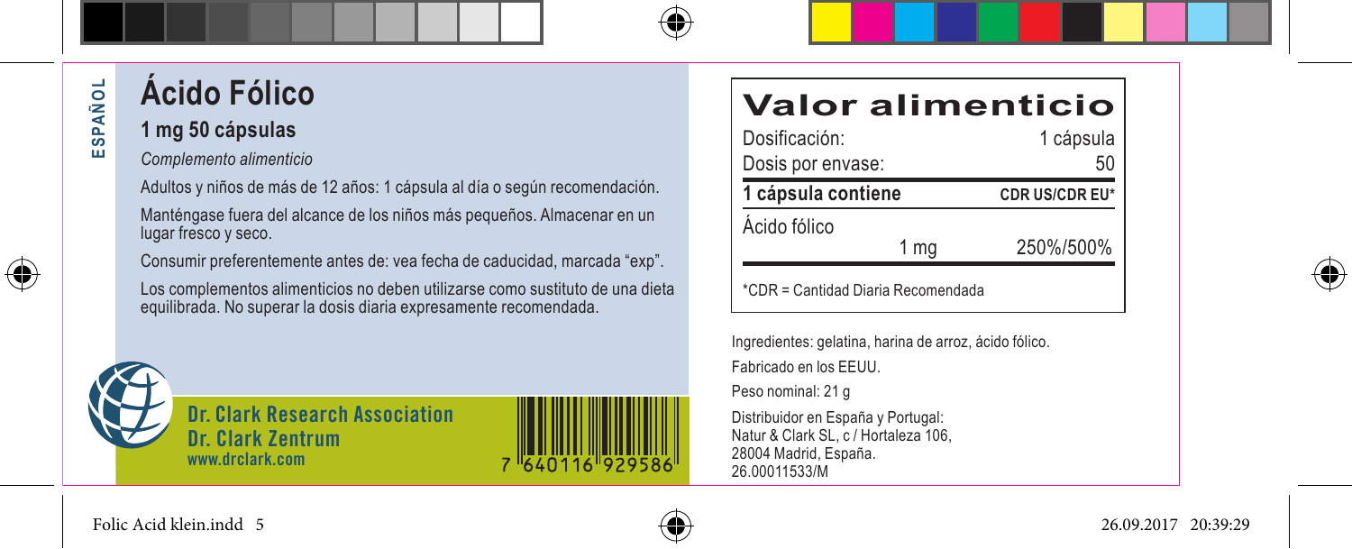ESPAÑOL

# Ácido Fólico

## 1 mg 50 cápsulas

*Complemento alimenticio*

Adultos y niños de más de 12 años: 1 cápsula al día o según recomendación.

Manténgase fuera del alcance de los niños más pequeños. Almacenar en un lugar fresco y seco.

Consumir preferentemente antes de: vea fecha de caducidad, marcada "exp".

Los complementos alimenticios no deben utilizarse como sustituto de una dieta equilibrada. No superar la dosis diaria expresamente recomendada.

**Dr. Clark Research Association**
**Dr. Clark Zentrum**
**www.drclark.com**

7 640116 929586

# Valor alimenticio

| | | |
|---|---|---|
| Dosificación: | | 1 cápsula |
| Dosis por envase: | | 50 |
| **1 cápsula contiene** | | **CDR US/CDR EU*** |
| Ácido fólico | 1 mg | 250%/500% |

*CDR = Cantidad Diaria Recomendada

Ingredientes: gelatina, harina de arroz, ácido fólico.

Fabricado en los EEUU.

Peso nominal: 21 g

Distribuidor en España y Portugal:
Natur & Clark SL, c / Hortaleza 106,
28004 Madrid, España.
26.00011533/M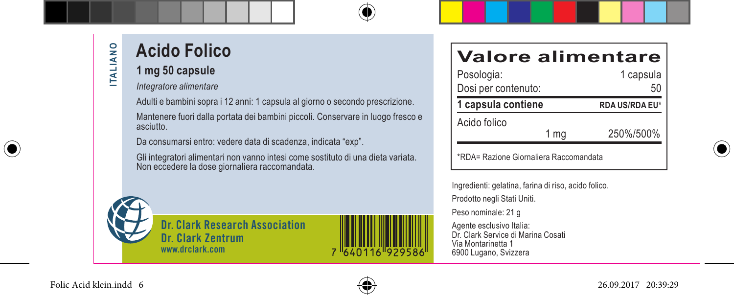ITALIANO

# Acido Folico

## 1 mg 50 capsule

*Integratore alimentare*

Adulti e bambini sopra i 12 anni: 1 capsula al giorno o secondo prescrizione.

Mantenere fuori dalla portata dei bambini piccoli. Conservare in luogo fresco e asciutto.

Da consumarsi entro: vedere data di scadenza, indicata “exp”.

Gli integratori alimentari non vanno intesi come sostituto di una dieta variata. Non eccedere la dose giornaliera raccomandata.

**Dr. Clark Research Association**
**Dr. Clark Zentrum**
**www.drclark.com**

7 640116 929586

## Valore alimentare

| | | |
|---|---|---|
| Posologia: | | 1 capsula |
| Dosi per contenuto: | | 50 |
| **1 capsula contiene** | | **RDA US/RDA EU*** |
| Acido folico | 1 mg | 250%/500% |

*RDA= Razione Giornaliera Raccomandata

Ingredienti: gelatina, farina di riso, acido folico.

Prodotto negli Stati Uniti.

Peso nominale: 21 g

Agente esclusivo Italia:
Dr. Clark Service di Marina Cosati
Via Montarinetta 1
6900 Lugano, Svizzera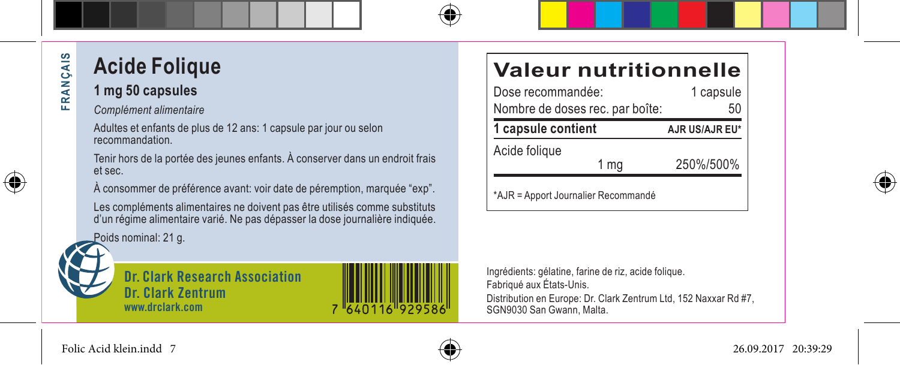FRANÇAIS

# Acide Folique

## 1 mg 50 capsules

*Complément alimentaire*

Adultes et enfants de plus de 12 ans: 1 capsule par jour ou selon recommandation.

Tenir hors de la portée des jeunes enfants. À conserver dans un endroit frais et sec.

À consommer de préférence avant: voir date de péremption, marquée "exp".

Les compléments alimentaires ne doivent pas être utilisés comme substituts d'un régime alimentaire varié. Ne pas dépasser la dose journalière indiquée.

Poids nominal: 21 g.

**Dr. Clark Research Association**
**Dr. Clark Zentrum**
**www.drclark.com**

7 640116 929586

# Valeur nutritionnelle

| | | |
|---|---|---|
| Dose recommandée: | | 1 capsule |
| Nombre de doses rec. par boîte: | | 50 |
| **1 capsule contient** | | **AJR US/AJR EU*** |
| Acide folique | 1 mg | 250%/500% |

*AJR = Apport Journalier Recommandé

Ingrédients: gélatine, farine de riz, acide folique.
Fabriqué aux États-Unis.
Distribution en Europe: Dr. Clark Zentrum Ltd, 152 Naxxar Rd #7, SGN9030 San Gwann, Malta.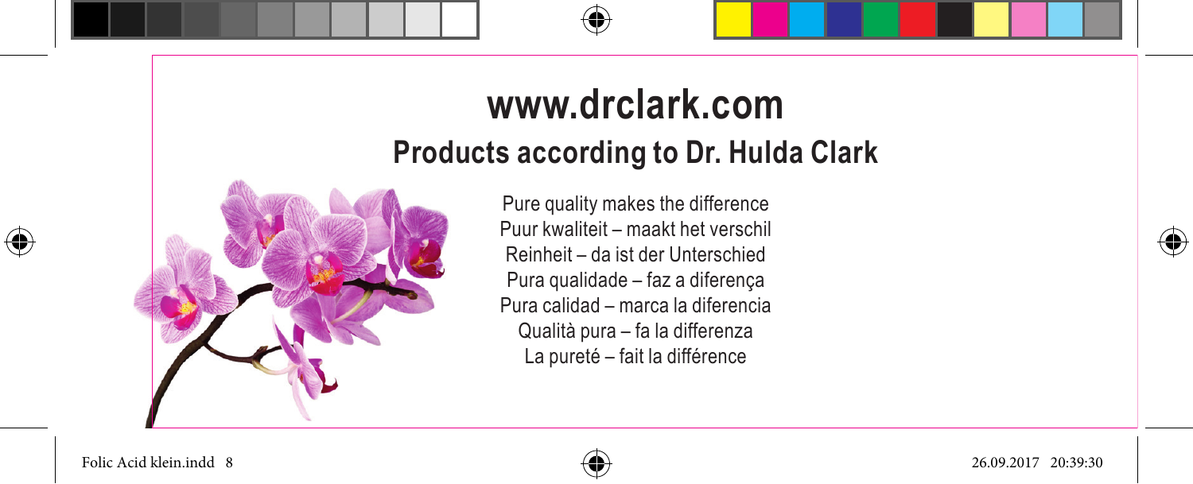# www.drclark.com

## Products according to Dr. Hulda Clark

Pure quality makes the difference
Puur kwaliteit – maakt het verschil
Reinheit – da ist der Unterschied
Pura qualidade – faz a diferença
Pura calidad – marca la diferencia
Qualità pura – fa la differenza
La pureté – fait la différence